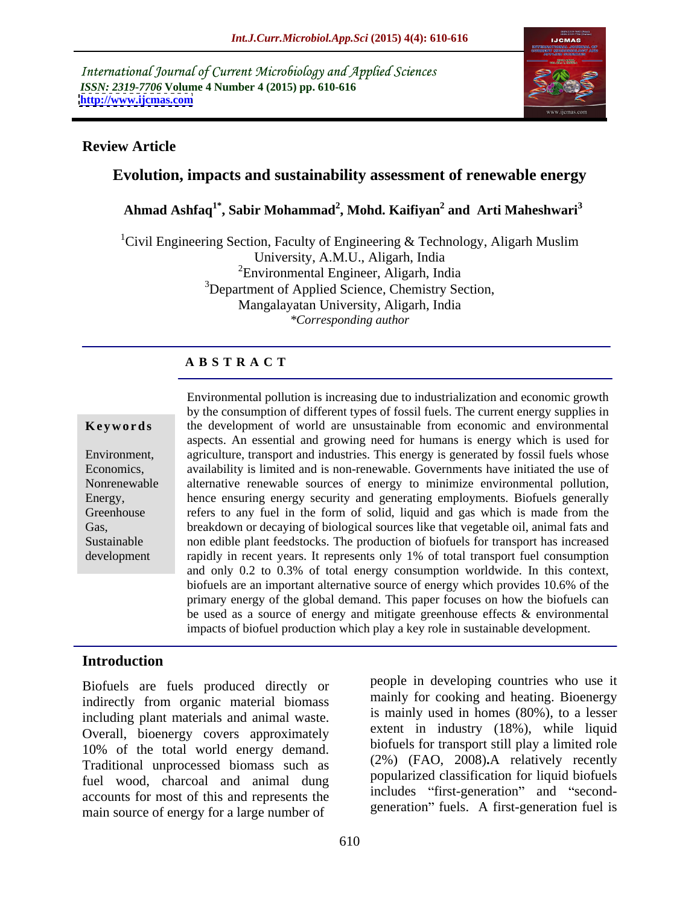International Journal of Current Microbiology and Applied Sciences
*ISSN: 2319-7706* **Volume 4 Number 4 (2015) pp. 610-616**
**http://www.ijcmas.com**

**Review Article**

# Evolution, impacts and sustainability assessment of renewable energy

**Ahmad Ashfaq[1*], Sabir Mohammad[2], Mohd. Kaifiyan[2] and Arti Maheshwari[3]**

[1]Civil Engineering Section, Faculty of Engineering & Technology, Aligarh Muslim University, A.M.U., Aligarh, India
[2]Environmental Engineer, Aligarh, India
[3]Department of Applied Science, Chemistry Section, Mangalayatan University, Aligarh, India
*\*Corresponding author*

## ABSTRACT

**Keywords**

Environment, Economics, Nonrenewable Energy, Greenhouse Gas, Sustainable development

Environmental pollution is increasing due to industrialization and economic growth by the consumption of different types of fossil fuels. The current energy supplies in the development of world are unsustainable from economic and environmental aspects. An essential and growing need for humans is energy which is used for agriculture, transport and industries. This energy is generated by fossil fuels whose availability is limited and is non-renewable. Governments have initiated the use of alternative renewable sources of energy to minimize environmental pollution, hence ensuring energy security and generating employments. Biofuels generally refers to any fuel in the form of solid, liquid and gas which is made from the breakdown or decaying of biological sources like that vegetable oil, animal fats and non edible plant feedstocks. The production of biofuels for transport has increased rapidly in recent years. It represents only 1% of total transport fuel consumption and only 0.2 to 0.3% of total energy consumption worldwide. In this context, biofuels are an important alternative source of energy which provides 10.6% of the primary energy of the global demand. This paper focuses on how the biofuels can be used as a source of energy and mitigate greenhouse effects & environmental impacts of biofuel production which play a key role in sustainable development.

## Introduction

Biofuels are fuels produced directly or indirectly from organic material biomass including plant materials and animal waste. Overall, bioenergy covers approximately 10% of the total world energy demand. Traditional unprocessed biomass such as fuel wood, charcoal and animal dung accounts for most of this and represents the main source of energy for a large number of people in developing countries who use it mainly for cooking and heating. Bioenergy is mainly used in homes (80%), to a lesser extent in industry (18%), while liquid biofuels for transport still play a limited role (2%) (FAO, 2008)**.**A relatively recently popularized classification for liquid biofuels includes "first-generation" and "second-generation" fuels. A first-generation fuel is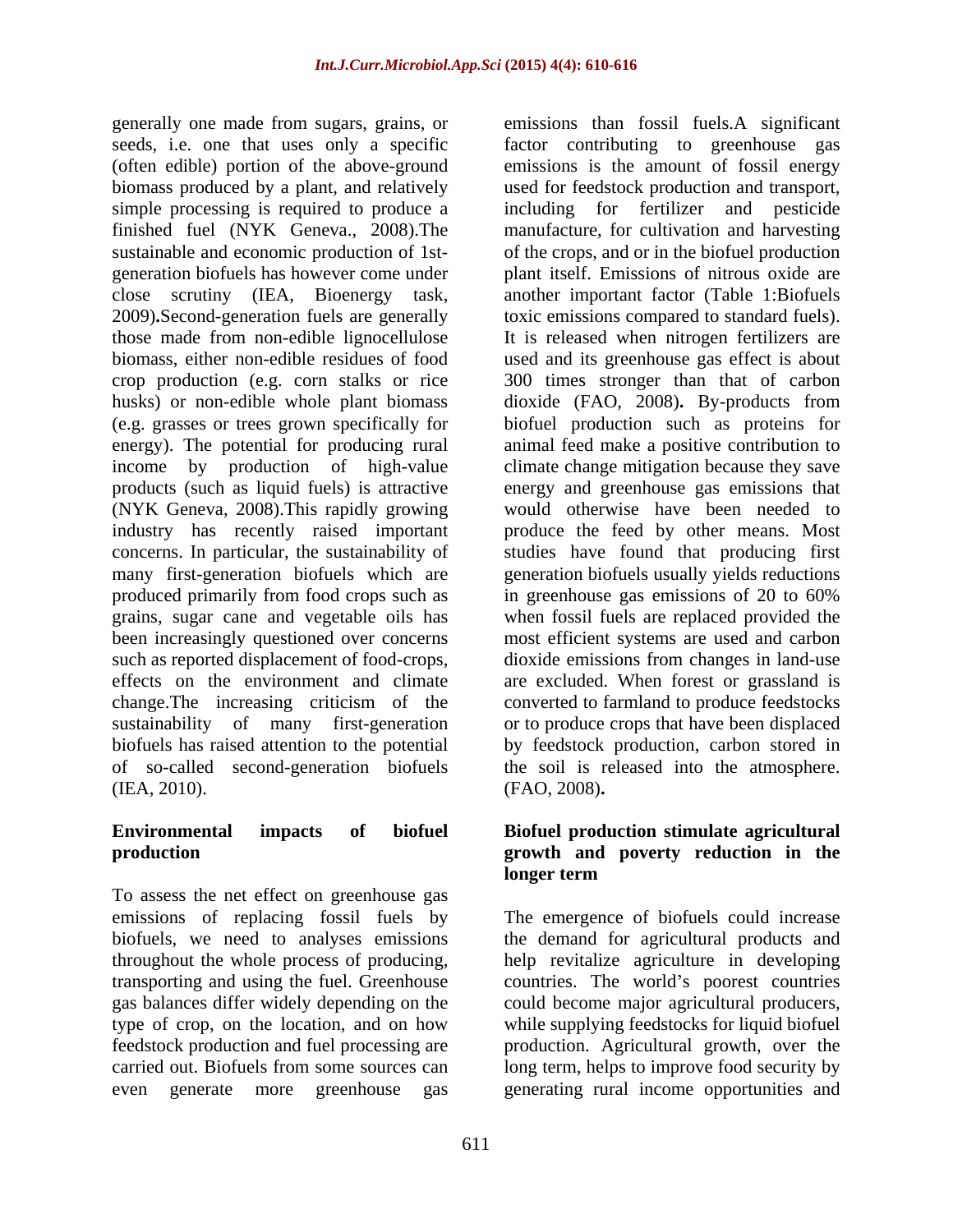generally one made from sugars, grains, or seeds, i.e. one that uses only a specific (often edible) portion of the above-ground biomass produced by a plant, and relatively simple processing is required to produce a finished fuel (NYK Geneva., 2008).The sustainable and economic production of 1st-generation biofuels has however come under close scrutiny (IEA, Bioenergy task, 2009)**.**Second-generation fuels are generally those made from non-edible lignocellulose biomass, either non-edible residues of food crop production (e.g. corn stalks or rice husks) or non-edible whole plant biomass (e.g. grasses or trees grown specifically for energy). The potential for producing rural income by production of high-value products (such as liquid fuels) is attractive (NYK Geneva, 2008).This rapidly growing industry has recently raised important concerns. In particular, the sustainability of many first-generation biofuels which are produced primarily from food crops such as grains, sugar cane and vegetable oils has been increasingly questioned over concerns such as reported displacement of food-crops, effects on the environment and climate change.The increasing criticism of the sustainability of many first-generation biofuels has raised attention to the potential of so-called second-generation biofuels (IEA, 2010).

## Environmental impacts of biofuel production

To assess the net effect on greenhouse gas emissions of replacing fossil fuels by biofuels, we need to analyses emissions throughout the whole process of producing, transporting and using the fuel. Greenhouse gas balances differ widely depending on the type of crop, on the location, and on how feedstock production and fuel processing are carried out. Biofuels from some sources can even generate more greenhouse gas emissions than fossil fuels.A significant factor contributing to greenhouse gas emissions is the amount of fossil energy used for feedstock production and transport, including for fertilizer and pesticide manufacture, for cultivation and harvesting of the crops, and or in the biofuel production plant itself. Emissions of nitrous oxide are another important factor (Table 1:Biofuels toxic emissions compared to standard fuels). It is released when nitrogen fertilizers are used and its greenhouse gas effect is about 300 times stronger than that of carbon dioxide (FAO, 2008)**.** By-products from biofuel production such as proteins for animal feed make a positive contribution to climate change mitigation because they save energy and greenhouse gas emissions that would otherwise have been needed to produce the feed by other means. Most studies have found that producing first generation biofuels usually yields reductions in greenhouse gas emissions of 20 to 60% when fossil fuels are replaced provided the most efficient systems are used and carbon dioxide emissions from changes in land-use are excluded. When forest or grassland is converted to farmland to produce feedstocks or to produce crops that have been displaced by feedstock production, carbon stored in the soil is released into the atmosphere. (FAO, 2008)**.**

## Biofuel production stimulate agricultural growth and poverty reduction in the longer term

The emergence of biofuels could increase the demand for agricultural products and help revitalize agriculture in developing countries. The world's poorest countries could become major agricultural producers, while supplying feedstocks for liquid biofuel production. Agricultural growth, over the long term, helps to improve food security by generating rural income opportunities and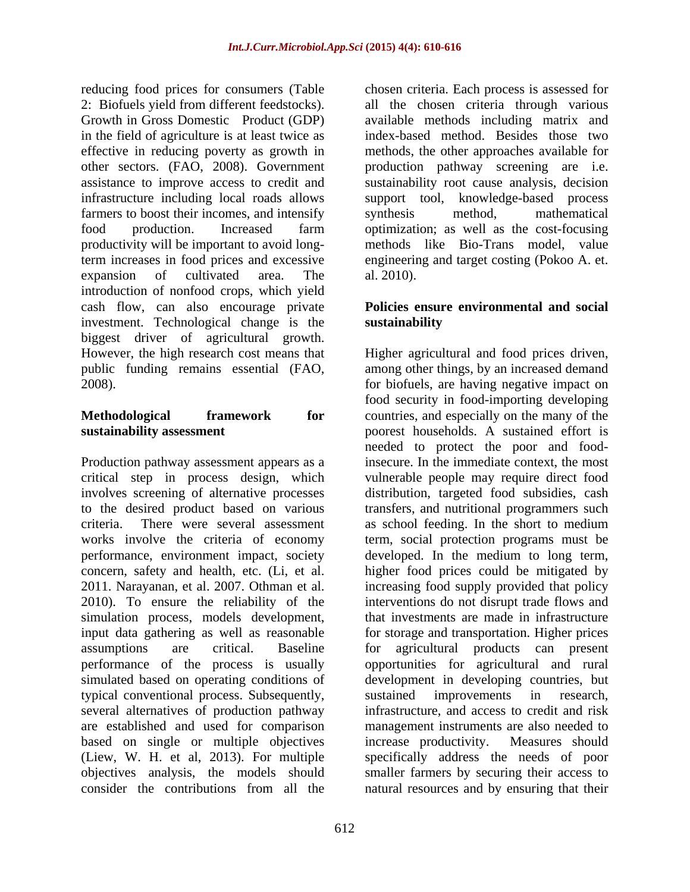reducing food prices for consumers (Table 2: Biofuels yield from different feedstocks). Growth in Gross Domestic Product (GDP) in the field of agriculture is at least twice as effective in reducing poverty as growth in other sectors. (FAO, 2008). Government assistance to improve access to credit and infrastructure including local roads allows farmers to boost their incomes, and intensify food production. Increased farm productivity will be important to avoid long-term increases in food prices and excessive expansion of cultivated area. The introduction of nonfood crops, which yield cash flow, can also encourage private investment. Technological change is the biggest driver of agricultural growth. However, the high research cost means that public funding remains essential (FAO, 2008).

## Methodological framework for sustainability assessment

Production pathway assessment appears as a critical step in process design, which involves screening of alternative processes to the desired product based on various criteria. There were several assessment works involve the criteria of economy performance, environment impact, society concern, safety and health, etc. (Li, et al. 2011. Narayanan, et al. 2007. Othman et al. 2010). To ensure the reliability of the simulation process, models development, input data gathering as well as reasonable assumptions are critical. Baseline performance of the process is usually simulated based on operating conditions of typical conventional process. Subsequently, several alternatives of production pathway are established and used for comparison based on single or multiple objectives (Liew, W. H. et al, 2013). For multiple objectives analysis, the models should consider the contributions from all the chosen criteria. Each process is assessed for all the chosen criteria through various available methods including matrix and index-based method. Besides those two methods, the other approaches available for production pathway screening are i.e. sustainability root cause analysis, decision support tool, knowledge-based process synthesis method, mathematical optimization; as well as the cost-focusing methods like Bio-Trans model, value engineering and target costing (Pokoo A. et. al. 2010).

## Policies ensure environmental and social sustainability

Higher agricultural and food prices driven, among other things, by an increased demand for biofuels, are having negative impact on food security in food-importing developing countries, and especially on the many of the poorest households. A sustained effort is needed to protect the poor and food-insecure. In the immediate context, the most vulnerable people may require direct food distribution, targeted food subsidies, cash transfers, and nutritional programmers such as school feeding. In the short to medium term, social protection programs must be developed. In the medium to long term, higher food prices could be mitigated by increasing food supply provided that policy interventions do not disrupt trade flows and that investments are made in infrastructure for storage and transportation. Higher prices for agricultural products can present opportunities for agricultural and rural development in developing countries, but sustained improvements in research, infrastructure, and access to credit and risk management instruments are also needed to increase productivity. Measures should specifically address the needs of poor smaller farmers by securing their access to natural resources and by ensuring that their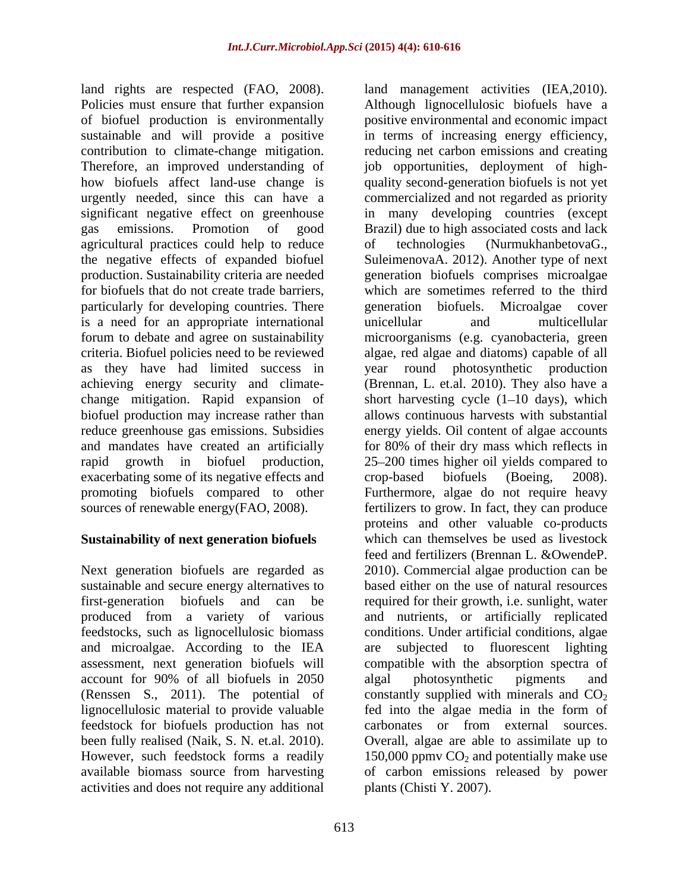land rights are respected (FAO, 2008). Policies must ensure that further expansion of biofuel production is environmentally sustainable and will provide a positive contribution to climate-change mitigation. Therefore, an improved understanding of how biofuels affect land-use change is urgently needed, since this can have a significant negative effect on greenhouse gas emissions. Promotion of good agricultural practices could help to reduce the negative effects of expanded biofuel production. Sustainability criteria are needed for biofuels that do not create trade barriers, particularly for developing countries. There is a need for an appropriate international forum to debate and agree on sustainability criteria. Biofuel policies need to be reviewed as they have had limited success in achieving energy security and climate-change mitigation. Rapid expansion of biofuel production may increase rather than reduce greenhouse gas emissions. Subsidies and mandates have created an artificially rapid growth in biofuel production, exacerbating some of its negative effects and promoting biofuels compared to other sources of renewable energy(FAO, 2008).

## Sustainability of next generation biofuels

Next generation biofuels are regarded as sustainable and secure energy alternatives to first-generation biofuels and can be produced from a variety of various feedstocks, such as lignocellulosic biomass and microalgae. According to the IEA assessment, next generation biofuels will account for 90% of all biofuels in 2050 (Renssen S., 2011). The potential of lignocellulosic material to provide valuable feedstock for biofuels production has not been fully realised (Naik, S. N. et.al. 2010). However, such feedstock forms a readily available biomass source from harvesting activities and does not require any additional land management activities (IEA,2010). Although lignocellulosic biofuels have a positive environmental and economic impact in terms of increasing energy efficiency, reducing net carbon emissions and creating job opportunities, deployment of high-quality second-generation biofuels is not yet commercialized and not regarded as priority in many developing countries (except Brazil) due to high associated costs and lack of technologies (NurmukhanbetovaG., SuleimenovaA. 2012). Another type of next generation biofuels comprises microalgae which are sometimes referred to the third generation biofuels. Microalgae cover unicellular and multicellular microorganisms (e.g. cyanobacteria, green algae, red algae and diatoms) capable of all year round photosynthetic production (Brennan, L. et.al. 2010). They also have a short harvesting cycle (1–10 days), which allows continuous harvests with substantial energy yields. Oil content of algae accounts for 80% of their dry mass which reflects in 25–200 times higher oil yields compared to crop-based biofuels (Boeing, 2008). Furthermore, algae do not require heavy fertilizers to grow. In fact, they can produce proteins and other valuable co-products which can themselves be used as livestock feed and fertilizers (Brennan L. &OwendeP. 2010). Commercial algae production can be based either on the use of natural resources required for their growth, i.e. sunlight, water and nutrients, or artificially replicated conditions. Under artificial conditions, algae are subjected to fluorescent lighting compatible with the absorption spectra of algal photosynthetic pigments and constantly supplied with minerals and $CO_2$ fed into the algae media in the form of carbonates or from external sources. Overall, algae are able to assimilate up to 150,000 ppmv $CO_2$ and potentially make use of carbon emissions released by power plants (Chisti Y. 2007).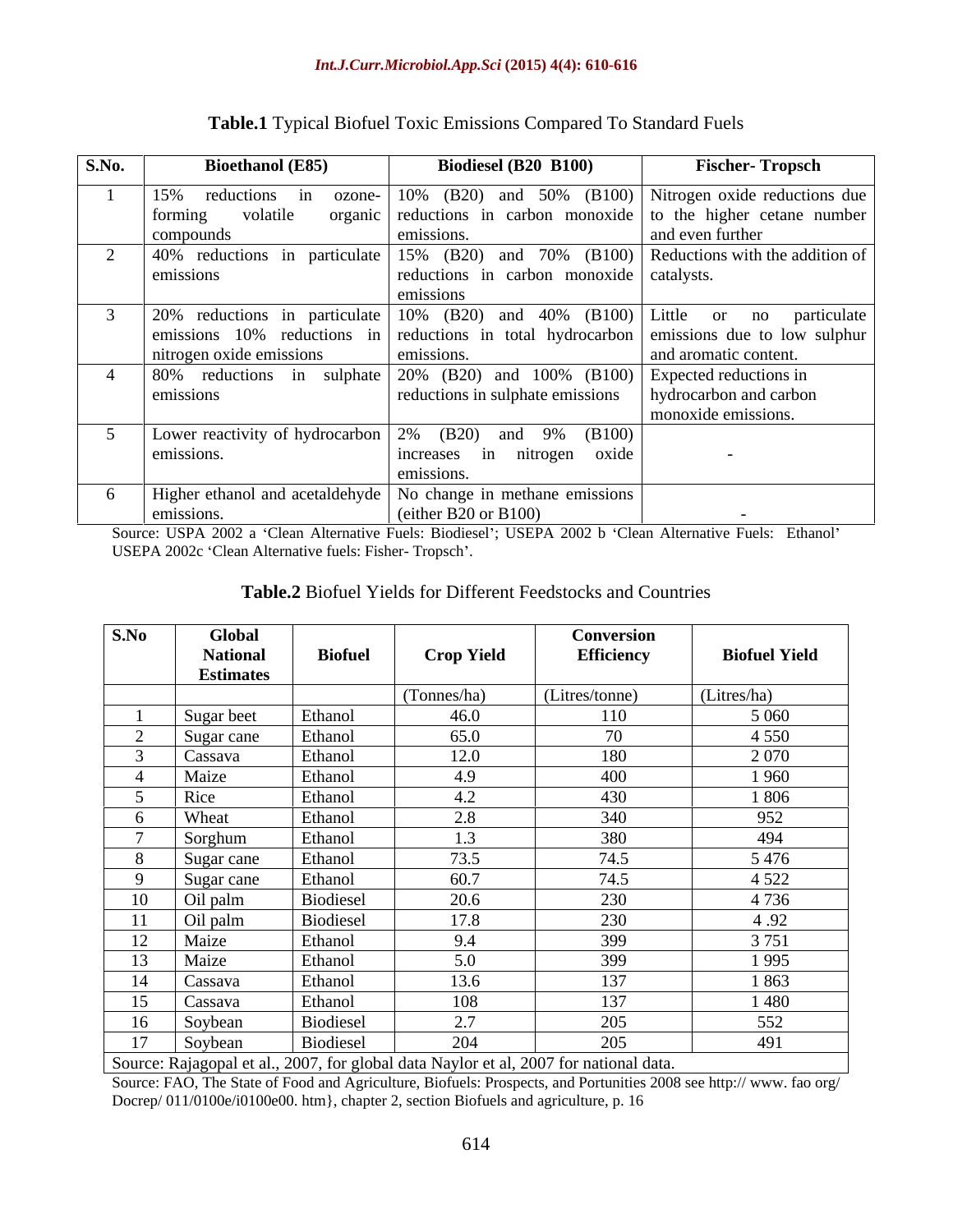**Table.1** Typical Biofuel Toxic Emissions Compared To Standard Fuels

| S.No. | Bioethanol (E85) | Biodiesel (B20 B100) | Fischer- Tropsch |
|---|---|---|---|
| 1 | 15% reductions in ozone-forming volatile organic compounds | 10% (B20) and 50% (B100) reductions in carbon monoxide emissions. | Nitrogen oxide reductions due to the higher cetane number and even further |
| 2 | 40% reductions in particulate emissions | 15% (B20) and 70% (B100) reductions in carbon monoxide emissions | Reductions with the addition of catalysts. |
| 3 | 20% reductions in particulate emissions 10% reductions in nitrogen oxide emissions | 10% (B20) and 40% (B100) reductions in total hydrocarbon emissions. | Little or no particulate emissions due to low sulphur and aromatic content. |
| 4 | 80% reductions in sulphate emissions | 20% (B20) and 100% (B100) reductions in sulphate emissions | Expected reductions in hydrocarbon and carbon monoxide emissions. |
| 5 | Lower reactivity of hydrocarbon emissions. | 2% (B20) and 9% (B100) increases in nitrogen oxide emissions. | - |
| 6 | Higher ethanol and acetaldehyde emissions. | No change in methane emissions (either B20 or B100) | - |

Source: USPA 2002 a 'Clean Alternative Fuels: Biodiesel'; USEPA 2002 b 'Clean Alternative Fuels: Ethanol' USEPA 2002c 'Clean Alternative fuels: Fisher- Tropsch'.

**Table.2** Biofuel Yields for Different Feedstocks and Countries

| S.No | Global National Estimates | Biofuel | Crop Yield | Conversion Efficiency | Biofuel Yield |
|---|---|---|---|---|---|
| | | | (Tonnes/ha) | (Litres/tonne) | (Litres/ha) |
| 1 | Sugar beet | Ethanol | 46.0 | 110 | 5 060 |
| 2 | Sugar cane | Ethanol | 65.0 | 70 | 4 550 |
| 3 | Cassava | Ethanol | 12.0 | 180 | 2 070 |
| 4 | Maize | Ethanol | 4.9 | 400 | 1 960 |
| 5 | Rice | Ethanol | 4.2 | 430 | 1 806 |
| 6 | Wheat | Ethanol | 2.8 | 340 | 952 |
| 7 | Sorghum | Ethanol | 1.3 | 380 | 494 |
| 8 | Sugar cane | Ethanol | 73.5 | 74.5 | 5 476 |
| 9 | Sugar cane | Ethanol | 60.7 | 74.5 | 4 522 |
| 10 | Oil palm | Biodiesel | 20.6 | 230 | 4 736 |
| 11 | Oil palm | Biodiesel | 17.8 | 230 | 4 .92 |
| 12 | Maize | Ethanol | 9.4 | 399 | 3 751 |
| 13 | Maize | Ethanol | 5.0 | 399 | 1 995 |
| 14 | Cassava | Ethanol | 13.6 | 137 | 1 863 |
| 15 | Cassava | Ethanol | 108 | 137 | 1 480 |
| 16 | Soybean | Biodiesel | 2.7 | 205 | 552 |
| 17 | Soybean | Biodiesel | 204 | 205 | 491 |

Source: Rajagopal et al., 2007, for global data Naylor et al, 2007 for national data.

Source: FAO, The State of Food and Agriculture, Biofuels: Prospects, and Portunities 2008 see http:// www. fao org/ Docrep/ 011/0100e/i0100e00. htm}, chapter 2, section Biofuels and agriculture, p. 16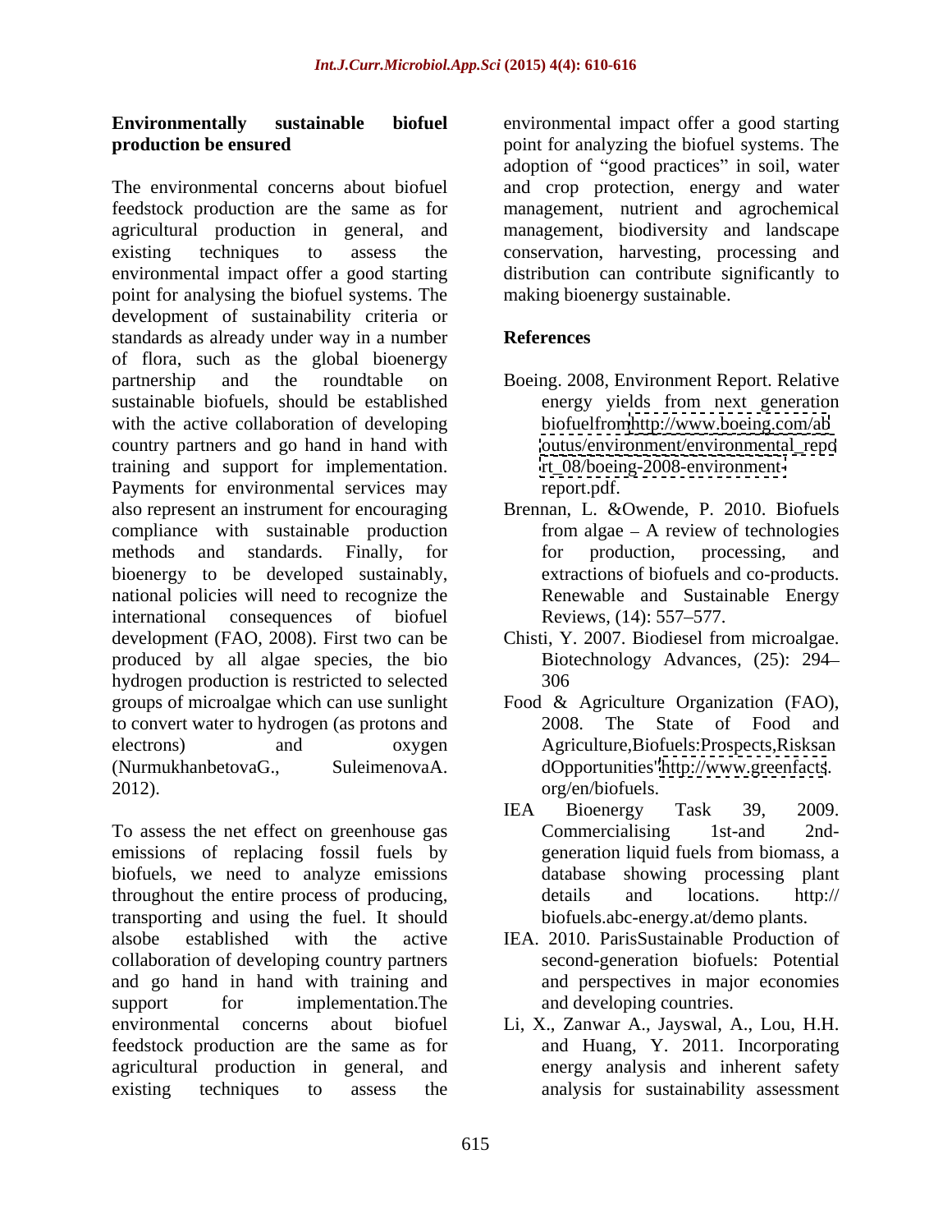**Environmentally sustainable biofuel production be ensured**

The environmental concerns about biofuel feedstock production are the same as for agricultural production in general, and existing techniques to assess the environmental impact offer a good starting point for analysing the biofuel systems. The development of sustainability criteria or standards as already under way in a number of flora, such as the global bioenergy partnership and the roundtable on sustainable biofuels, should be established with the active collaboration of developing country partners and go hand in hand with training and support for implementation. Payments for environmental services may also represent an instrument for encouraging compliance with sustainable production methods and standards. Finally, for bioenergy to be developed sustainably, national policies will need to recognize the international consequences of biofuel development (FAO, 2008). First two can be produced by all algae species, the bio hydrogen production is restricted to selected groups of microalgae which can use sunlight to convert water to hydrogen (as protons and electrons) and oxygen (NurmukhanbetovaG., SuleimenovaA. 2012).

To assess the net effect on greenhouse gas emissions of replacing fossil fuels by biofuels, we need to analyze emissions throughout the entire process of producing, transporting and using the fuel. It should alsobe established with the active collaboration of developing country partners and go hand in hand with training and support for implementation.The environmental concerns about biofuel feedstock production are the same as for agricultural production in general, and existing techniques to assess the environmental impact offer a good starting point for analyzing the biofuel systems. The adoption of "good practices" in soil, water and crop protection, energy and water management, nutrient and agrochemical management, biodiversity and landscape conservation, harvesting, processing and distribution can contribute significantly to making bioenergy sustainable.

## References

Boeing. 2008, Environment Report. Relative energy yields from next generation biofuelfromhttp://www.boeing.com/aboutus/environment/environmental_report_08/boeing-2008-environment-report.pdf.

Brennan, L. &Owende, P. 2010. Biofuels from algae – A review of technologies for production, processing, and extractions of biofuels and co-products. Renewable and Sustainable Energy Reviews, (14): 557–577.

Chisti, Y. 2007. Biodiesel from microalgae. Biotechnology Advances, (25): 294–306

Food & Agriculture Organization (FAO), 2008. The State of Food and Agriculture,Biofuels:Prospects,RisksandOpportunities"http://www.greenfacts. org/en/biofuels.

IEA Bioenergy Task 39, 2009. Commercialising 1st-and 2nd-generation liquid fuels from biomass, a database showing processing plant details and locations. http:// biofuels.abc-energy.at/demo plants.

IEA. 2010. ParisSustainable Production of second-generation biofuels: Potential and perspectives in major economies and developing countries.

Li, X., Zanwar A., Jayswal, A., Lou, H.H. and Huang, Y. 2011. Incorporating energy analysis and inherent safety analysis for sustainability assessment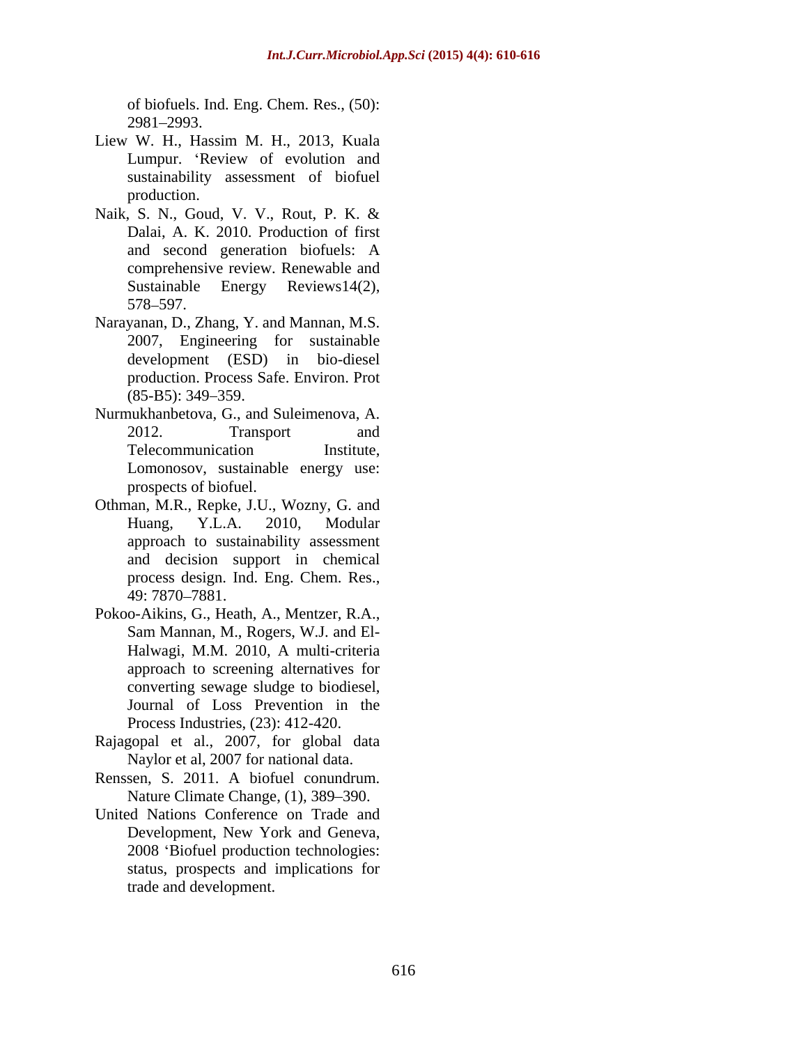of biofuels. Ind. Eng. Chem. Res., (50): 2981–2993.

Liew W. H., Hassim M. H., 2013, Kuala Lumpur. 'Review of evolution and sustainability assessment of biofuel production.

Naik, S. N., Goud, V. V., Rout, P. K. & Dalai, A. K. 2010. Production of first and second generation biofuels: A comprehensive review. Renewable and Sustainable Energy Reviews14(2), 578–597.

Narayanan, D., Zhang, Y. and Mannan, M.S. 2007, Engineering for sustainable development (ESD) in bio-diesel production. Process Safe. Environ. Prot (85-B5): 349–359.

Nurmukhanbetova, G., and Suleimenova, A. 2012. Transport and Telecommunication Institute, Lomonosov, sustainable energy use: prospects of biofuel.

Othman, M.R., Repke, J.U., Wozny, G. and Huang, Y.L.A. 2010, Modular approach to sustainability assessment and decision support in chemical process design. Ind. Eng. Chem. Res., 49: 7870–7881.

Pokoo-Aikins, G., Heath, A., Mentzer, R.A., Sam Mannan, M., Rogers, W.J. and El-Halwagi, M.M. 2010, A multi-criteria approach to screening alternatives for converting sewage sludge to biodiesel, Journal of Loss Prevention in the Process Industries, (23): 412-420.

Rajagopal et al., 2007, for global data Naylor et al, 2007 for national data.

Renssen, S. 2011. A biofuel conundrum. Nature Climate Change, (1), 389–390.

United Nations Conference on Trade and Development, New York and Geneva, 2008 'Biofuel production technologies: status, prospects and implications for trade and development.